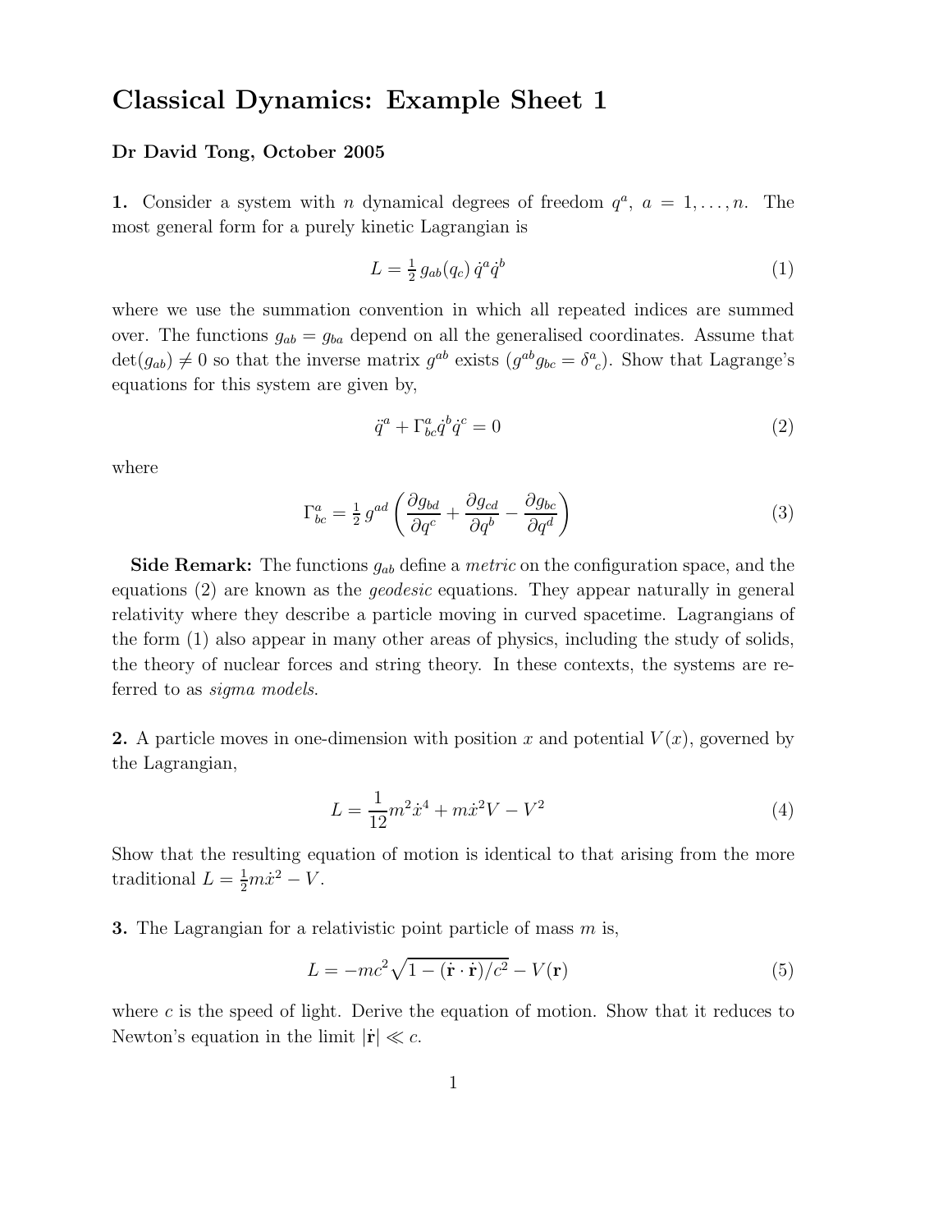# Classical Dynamics: Example Sheet 1

**Dr David Tong, October 2005**

**1.** Consider a system with $n$ dynamical degrees of freedom $q^a$, $a = 1, \ldots, n$. The most general form for a purely kinetic Lagrangian is

$$L = \tfrac{1}{2}\, g_{ab}(q_c)\, \dot{q}^a \dot{q}^b \tag{1}$$

where we use the summation convention in which all repeated indices are summed over. The functions $g_{ab} = g_{ba}$ depend on all the generalised coordinates. Assume that $\det(g_{ab}) \neq 0$ so that the inverse matrix $g^{ab}$ exists ($g^{ab} g_{bc} = \delta^a{}_c$). Show that Lagrange's equations for this system are given by,

$$\ddot{q}^a + \Gamma^a_{bc} \dot{q}^b \dot{q}^c = 0 \tag{2}$$

where

$$\Gamma^a_{bc} = \tfrac{1}{2}\, g^{ad} \left( \frac{\partial g_{bd}}{\partial q^c} + \frac{\partial g_{cd}}{\partial q^b} - \frac{\partial g_{bc}}{\partial q^d} \right) \tag{3}$$

**Side Remark:** The functions $g_{ab}$ define a *metric* on the configuration space, and the equations (2) are known as the *geodesic* equations. They appear naturally in general relativity where they describe a particle moving in curved spacetime. Lagrangians of the form (1) also appear in many other areas of physics, including the study of solids, the theory of nuclear forces and string theory. In these contexts, the systems are referred to as *sigma models*.

**2.** A particle moves in one-dimension with position $x$ and potential $V(x)$, governed by the Lagrangian,

$$L = \frac{1}{12} m^2 \dot{x}^4 + m \dot{x}^2 V - V^2 \tag{4}$$

Show that the resulting equation of motion is identical to that arising from the more traditional $L = \frac{1}{2} m \dot{x}^2 - V$.

**3.** The Lagrangian for a relativistic point particle of mass $m$ is,

$$L = -mc^2 \sqrt{1 - (\dot{\mathbf{r}} \cdot \dot{\mathbf{r}})/c^2} - V(\mathbf{r}) \tag{5}$$

where $c$ is the speed of light. Derive the equation of motion. Show that it reduces to Newton's equation in the limit $|\dot{\mathbf{r}}| \ll c$.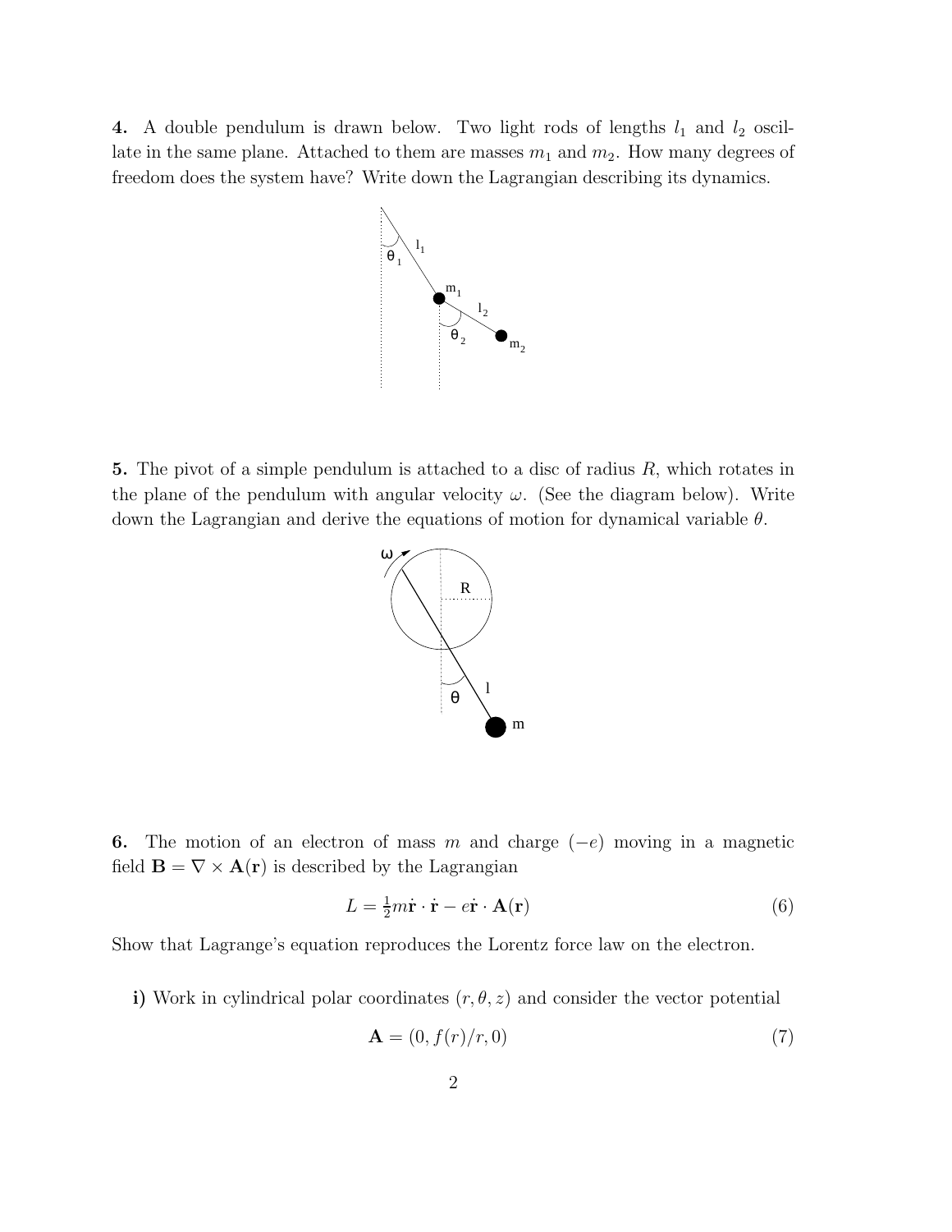**4.** A double pendulum is drawn below. Two light rods of lengths $l_1$ and $l_2$ oscillate in the same plane. Attached to them are masses $m_1$ and $m_2$. How many degrees of freedom does the system have? Write down the Lagrangian describing its dynamics.

**5.** The pivot of a simple pendulum is attached to a disc of radius $R$, which rotates in the plane of the pendulum with angular velocity $\omega$. (See the diagram below). Write down the Lagrangian and derive the equations of motion for dynamical variable $\theta$.

**6.** The motion of an electron of mass $m$ and charge $(-e)$ moving in a magnetic field $\mathbf{B} = \nabla \times \mathbf{A}(\mathbf{r})$ is described by the Lagrangian

$$L = \tfrac{1}{2} m \dot{\mathbf{r}} \cdot \dot{\mathbf{r}} - e \dot{\mathbf{r}} \cdot \mathbf{A}(\mathbf{r}) \tag{6}$$

Show that Lagrange's equation reproduces the Lorentz force law on the electron.

**i)** Work in cylindrical polar coordinates $(r, \theta, z)$ and consider the vector potential

$$\mathbf{A} = (0, f(r)/r, 0) \tag{7}$$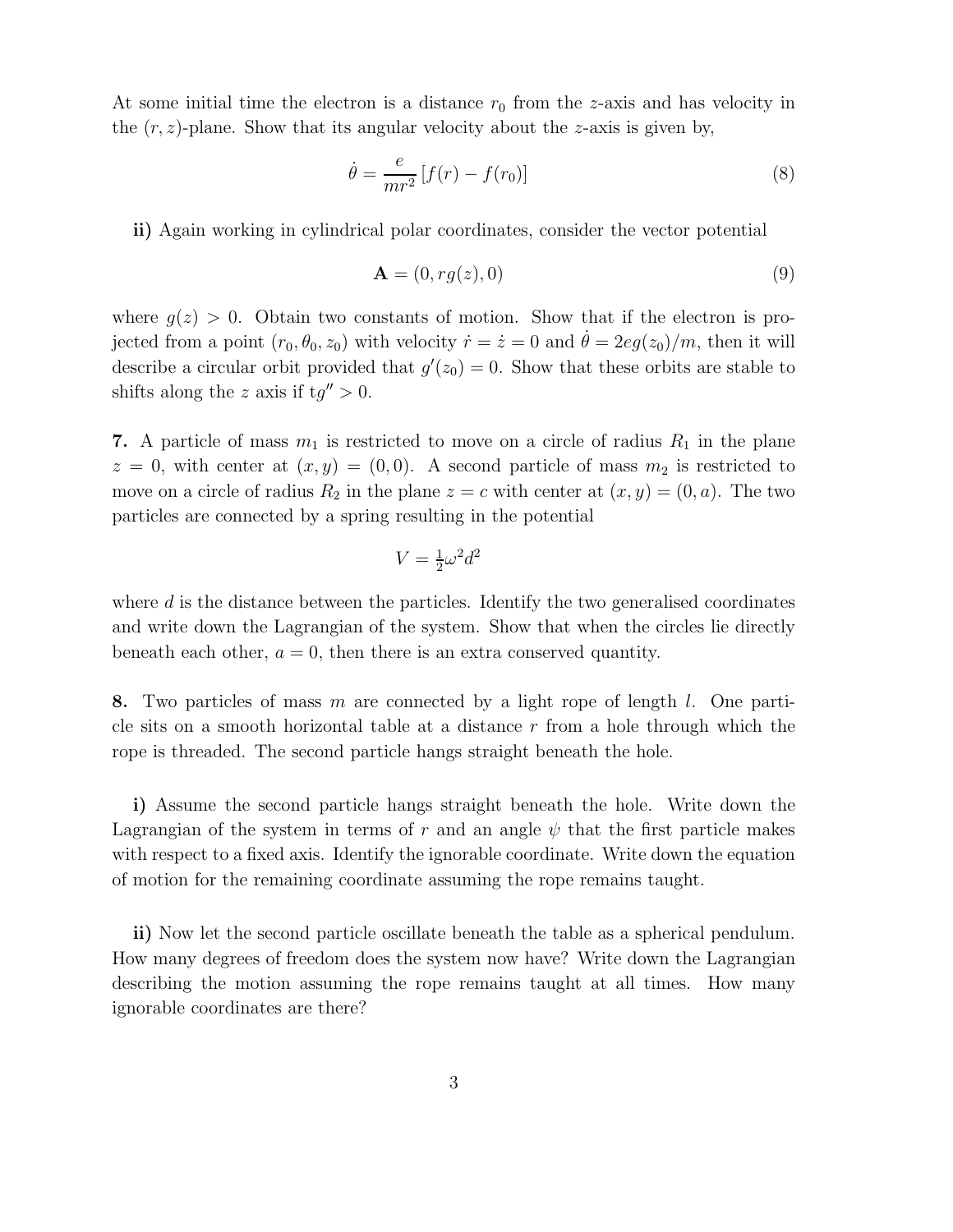At some initial time the electron is a distance $r_0$ from the $z$-axis and has velocity in the $(r, z)$-plane. Show that its angular velocity about the $z$-axis is given by,

$$\dot{\theta} = \frac{e}{mr^2}\left[f(r) - f(r_0)\right] \tag{8}$$

**ii)** Again working in cylindrical polar coordinates, consider the vector potential

$$\mathbf{A} = (0, rg(z), 0) \tag{9}$$

where $g(z) > 0$. Obtain two constants of motion. Show that if the electron is projected from a point $(r_0, \theta_0, z_0)$ with velocity $\dot{r} = \dot{z} = 0$ and $\dot{\theta} = 2eg(z_0)/m$, then it will describe a circular orbit provided that $g'(z_0) = 0$. Show that these orbits are stable to shifts along the $z$ axis if $tg'' > 0$.

**7.** A particle of mass $m_1$ is restricted to move on a circle of radius $R_1$ in the plane $z = 0$, with center at $(x, y) = (0, 0)$. A second particle of mass $m_2$ is restricted to move on a circle of radius $R_2$ in the plane $z = c$ with center at $(x, y) = (0, a)$. The two particles are connected by a spring resulting in the potential

$$V = \tfrac{1}{2}\omega^2 d^2$$

where $d$ is the distance between the particles. Identify the two generalised coordinates and write down the Lagrangian of the system. Show that when the circles lie directly beneath each other, $a = 0$, then there is an extra conserved quantity.

**8.** Two particles of mass $m$ are connected by a light rope of length $l$. One particle sits on a smooth horizontal table at a distance $r$ from a hole through which the rope is threaded. The second particle hangs straight beneath the hole.

**i)** Assume the second particle hangs straight beneath the hole. Write down the Lagrangian of the system in terms of $r$ and an angle $\psi$ that the first particle makes with respect to a fixed axis. Identify the ignorable coordinate. Write down the equation of motion for the remaining coordinate assuming the rope remains taught.

**ii)** Now let the second particle oscillate beneath the table as a spherical pendulum. How many degrees of freedom does the system now have? Write down the Lagrangian describing the motion assuming the rope remains taught at all times. How many ignorable coordinates are there?